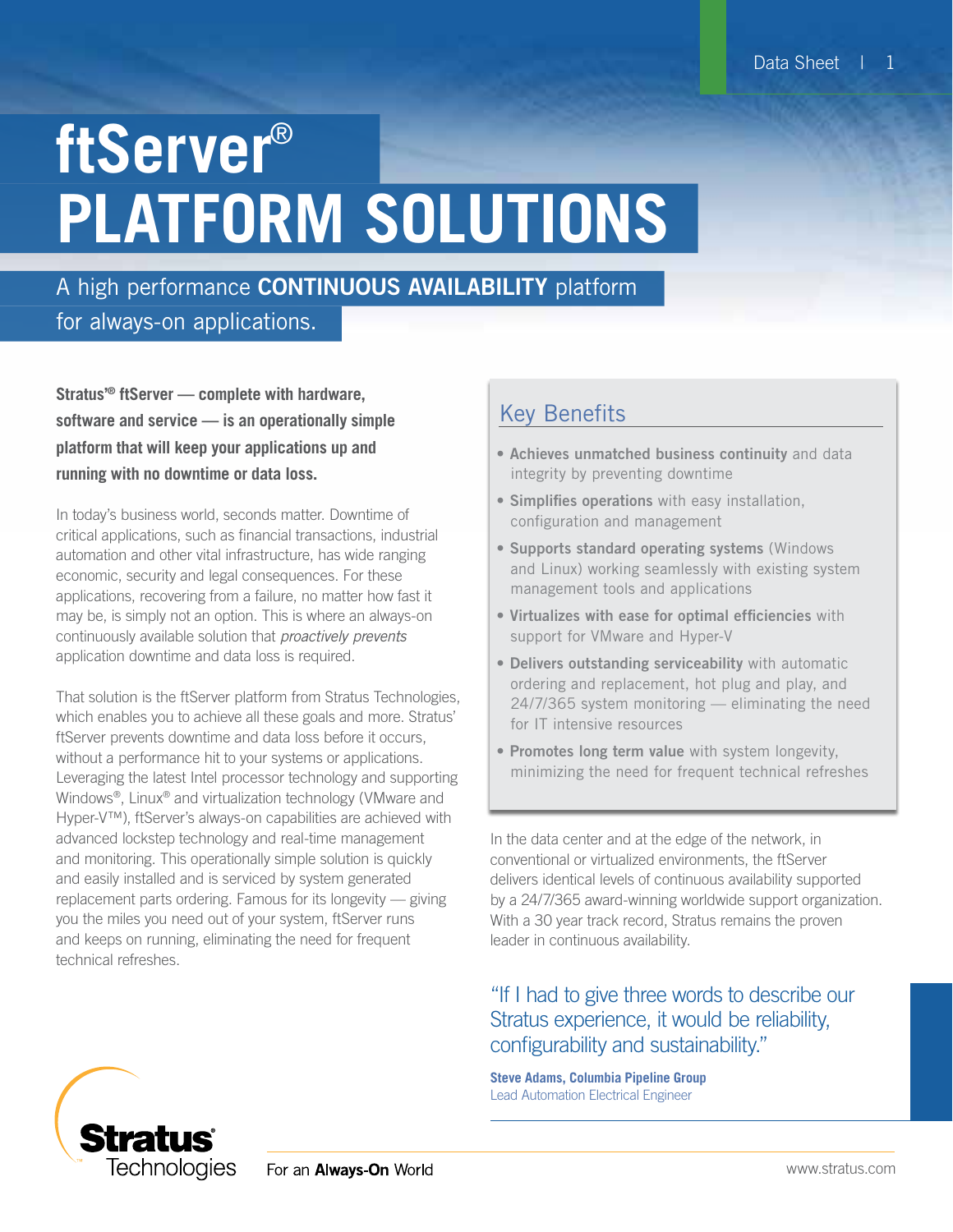# ftServer®
# PLATFORM SOLUTIONS

A high performance **CONTINUOUS AVAILABILITY** platform for always-on applications.

**Stratus®® ftServer — complete with hardware, software and service — is an operationally simple platform that will keep your applications up and running with no downtime or data loss.**

In today's business world, seconds matter. Downtime of critical applications, such as financial transactions, industrial automation and other vital infrastructure, has wide ranging economic, security and legal consequences. For these applications, recovering from a failure, no matter how fast it may be, is simply not an option. This is where an always-on continuously available solution that *proactively prevents* application downtime and data loss is required.

That solution is the ftServer platform from Stratus Technologies, which enables you to achieve all these goals and more. Stratus' ftServer prevents downtime and data loss before it occurs, without a performance hit to your systems or applications. Leveraging the latest Intel processor technology and supporting Windows®, Linux® and virtualization technology (VMware and Hyper-V™), ftServer's always-on capabilities are achieved with advanced lockstep technology and real-time management and monitoring. This operationally simple solution is quickly and easily installed and is serviced by system generated replacement parts ordering. Famous for its longevity — giving you the miles you need out of your system, ftServer runs and keeps on running, eliminating the need for frequent technical refreshes.

## Key Benefits

- **Achieves unmatched business continuity** and data integrity by preventing downtime
- **Simplifies operations** with easy installation, configuration and management
- **Supports standard operating systems** (Windows and Linux) working seamlessly with existing system management tools and applications
- **Virtualizes with ease for optimal efficiencies** with support for VMware and Hyper-V
- **Delivers outstanding serviceability** with automatic ordering and replacement, hot plug and play, and 24/7/365 system monitoring — eliminating the need for IT intensive resources
- **Promotes long term value** with system longevity, minimizing the need for frequent technical refreshes

In the data center and at the edge of the network, in conventional or virtualized environments, the ftServer delivers identical levels of continuous availability supported by a 24/7/365 award-winning worldwide support organization. With a 30 year track record, Stratus remains the proven leader in continuous availability.

"If I had to give three words to describe our Stratus experience, it would be reliability, configurability and sustainability."

**Steve Adams, Columbia Pipeline Group**
Lead Automation Electrical Engineer

Stratus Technologies

For an **Always-On** World

www.stratus.com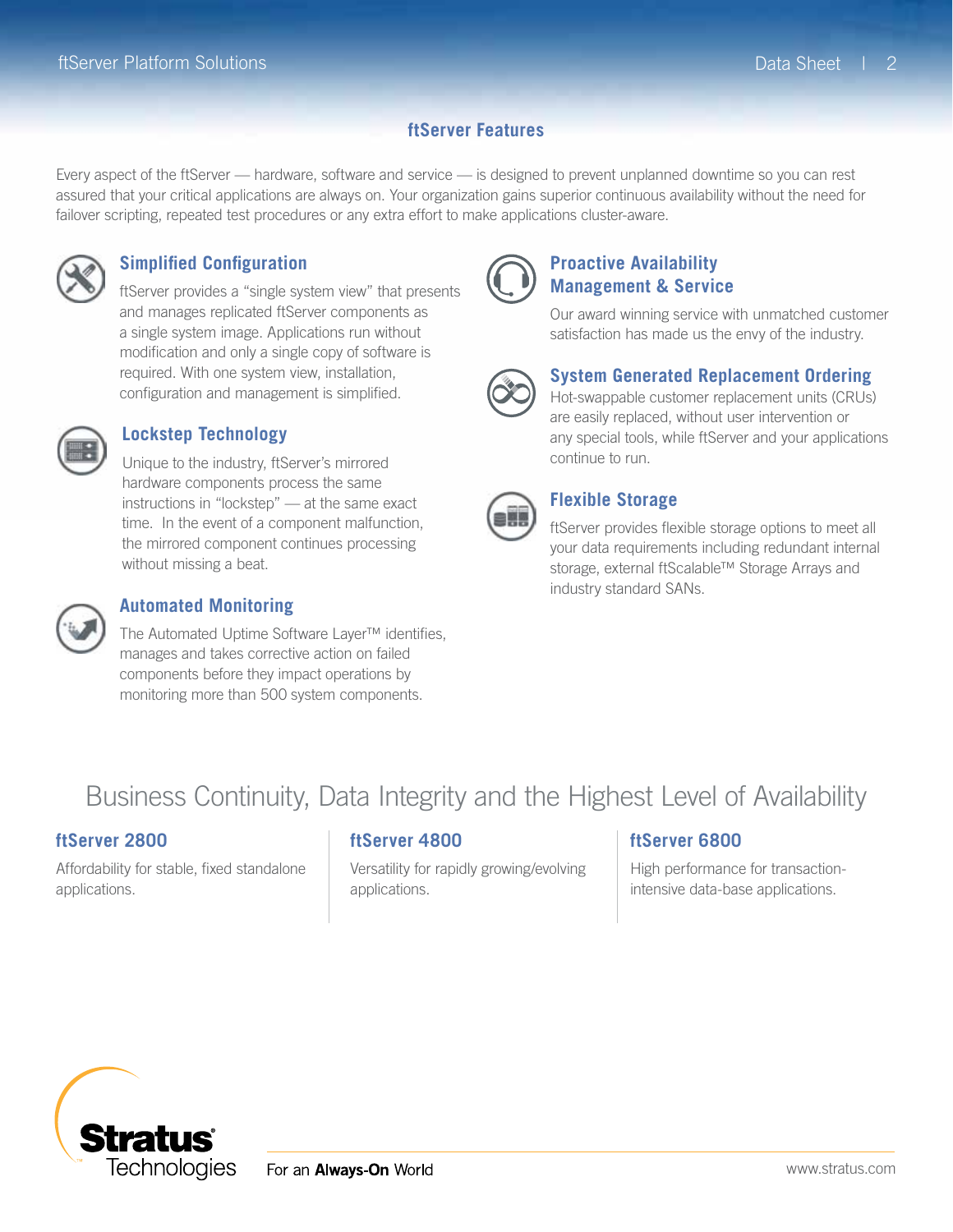## ftServer Features

Every aspect of the ftServer — hardware, software and service — is designed to prevent unplanned downtime so you can rest assured that your critical applications are always on. Your organization gains superior continuous availability without the need for failover scripting, repeated test procedures or any extra effort to make applications cluster-aware.

### Simplified Configuration

ftServer provides a “single system view” that presents and manages replicated ftServer components as a single system image. Applications run without modification and only a single copy of software is required. With one system view, installation, configuration and management is simplified.

### Lockstep Technology

Unique to the industry, ftServer’s mirrored hardware components process the same instructions in “lockstep” — at the same exact time. In the event of a component malfunction, the mirrored component continues processing without missing a beat.

### Automated Monitoring

The Automated Uptime Software Layer™ identifies, manages and takes corrective action on failed components before they impact operations by monitoring more than 500 system components.

### Proactive Availability Management & Service

Our award winning service with unmatched customer satisfaction has made us the envy of the industry.

### System Generated Replacement Ordering

Hot-swappable customer replacement units (CRUs) are easily replaced, without user intervention or any special tools, while ftServer and your applications continue to run.

### Flexible Storage

ftServer provides flexible storage options to meet all your data requirements including redundant internal storage, external ftScalable™ Storage Arrays and industry standard SANs.

## Business Continuity, Data Integrity and the Highest Level of Availability

### ftServer 2800

Affordability for stable, fixed standalone applications.

### ftServer 4800

Versatility for rapidly growing/evolving applications.

### ftServer 6800

High performance for transaction-intensive data-base applications.

Stratus Technologies

For an **Always-On** World

www.stratus.com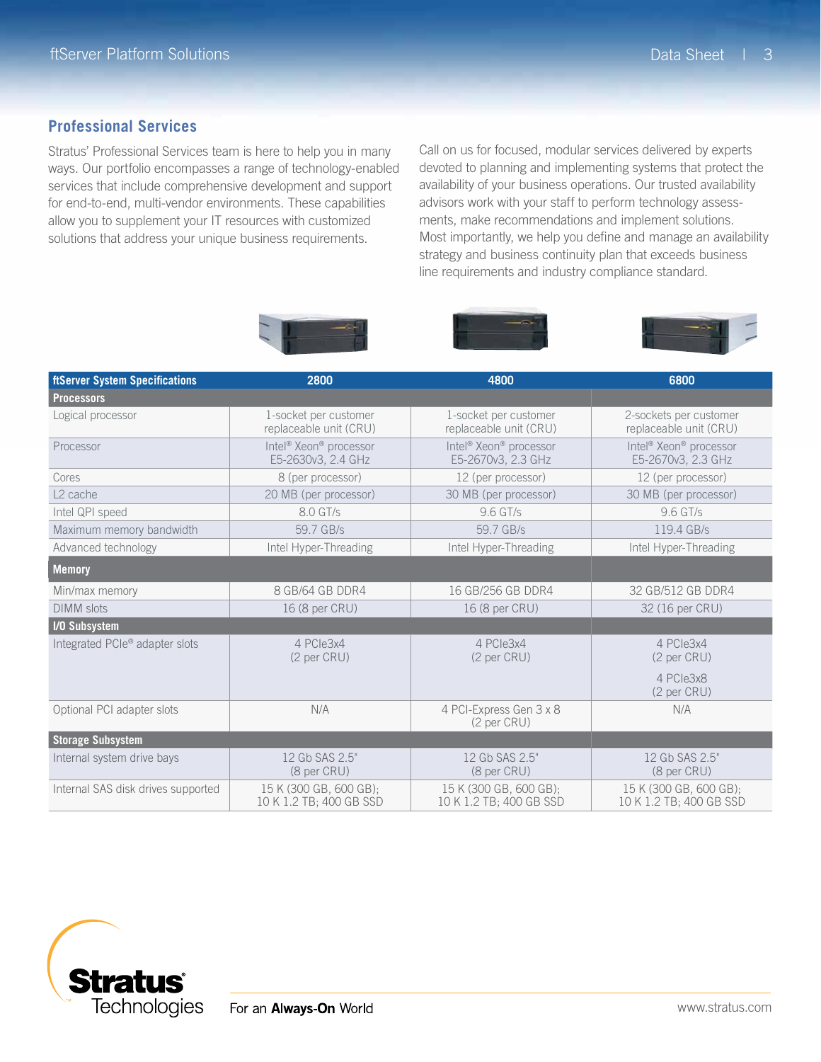## Professional Services

Stratus' Professional Services team is here to help you in many ways. Our portfolio encompasses a range of technology-enabled services that include comprehensive development and support for end-to-end, multi-vendor environments. These capabilities allow you to supplement your IT resources with customized solutions that address your unique business requirements.

Call on us for focused, modular services delivered by experts devoted to planning and implementing systems that protect the availability of your business operations. Our trusted availability advisors work with your staff to perform technology assessments, make recommendations and implement solutions. Most importantly, we help you define and manage an availability strategy and business continuity plan that exceeds business line requirements and industry compliance standard.

| ftServer System Specifications | 2800 | 4800 | 6800 |
| --- | --- | --- | --- |
| **Processors** | | | |
| Logical processor | 1-socket per customer replaceable unit (CRU) | 1-socket per customer replaceable unit (CRU) | 2-sockets per customer replaceable unit (CRU) |
| Processor | Intel® Xeon® processor E5-2630v3, 2.4 GHz | Intel® Xeon® processor E5-2670v3, 2.3 GHz | Intel® Xeon® processor E5-2670v3, 2.3 GHz |
| Cores | 8 (per processor) | 12 (per processor) | 12 (per processor) |
| L2 cache | 20 MB (per processor) | 30 MB (per processor) | 30 MB (per processor) |
| Intel QPI speed | 8.0 GT/s | 9.6 GT/s | 9.6 GT/s |
| Maximum memory bandwidth | 59.7 GB/s | 59.7 GB/s | 119.4 GB/s |
| Advanced technology | Intel Hyper-Threading | Intel Hyper-Threading | Intel Hyper-Threading |
| **Memory** | | | |
| Min/max memory | 8 GB/64 GB DDR4 | 16 GB/256 GB DDR4 | 32 GB/512 GB DDR4 |
| DIMM slots | 16 (8 per CRU) | 16 (8 per CRU) | 32 (16 per CRU) |
| **I/O Subsystem** | | | |
| Integrated PCIe® adapter slots | 4 PCIe3x4 (2 per CRU) | 4 PCIe3x4 (2 per CRU) | 4 PCIe3x4 (2 per CRU)<br>4 PCIe3x8 (2 per CRU) |
| Optional PCI adapter slots | N/A | 4 PCI-Express Gen 3 x 8 (2 per CRU) | N/A |
| **Storage Subsystem** | | | |
| Internal system drive bays | 12 Gb SAS 2.5" (8 per CRU) | 12 Gb SAS 2.5" (8 per CRU) | 12 Gb SAS 2.5" (8 per CRU) |
| Internal SAS disk drives supported | 15 K (300 GB, 600 GB); 10 K 1.2 TB; 400 GB SSD | 15 K (300 GB, 600 GB); 10 K 1.2 TB; 400 GB SSD | 15 K (300 GB, 600 GB); 10 K 1.2 TB; 400 GB SSD |

Stratus Technologies

For an **Always-On** World

www.stratus.com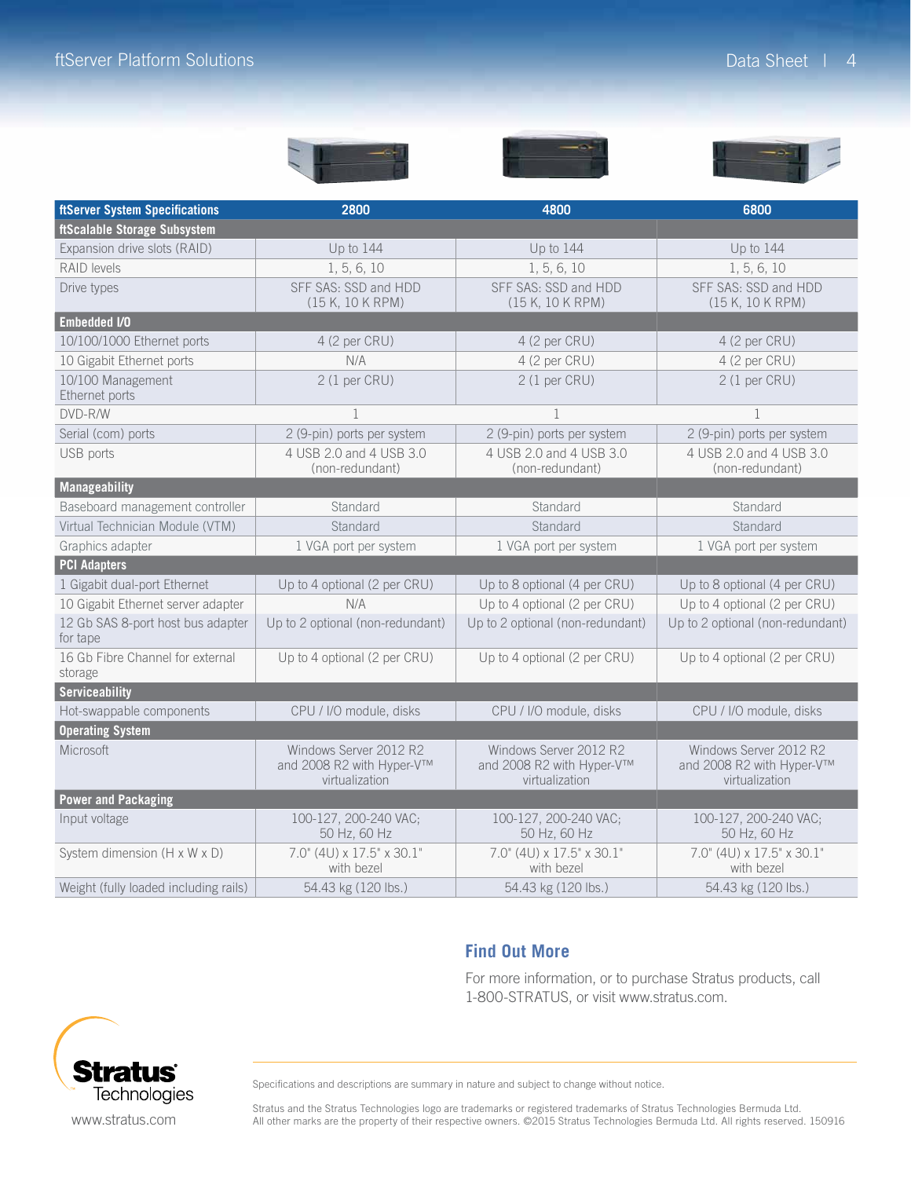| ftServer System Specifications | 2800 | 4800 | 6800 |
|---|---|---|---|
| **ftScalable Storage Subsystem** | | | |
| Expansion drive slots (RAID) | Up to 144 | Up to 144 | Up to 144 |
| RAID levels | 1, 5, 6, 10 | 1, 5, 6, 10 | 1, 5, 6, 10 |
| Drive types | SFF SAS: SSD and HDD (15 K, 10 K RPM) | SFF SAS: SSD and HDD (15 K, 10 K RPM) | SFF SAS: SSD and HDD (15 K, 10 K RPM) |
| **Embedded I/O** | | | |
| 10/100/1000 Ethernet ports | 4 (2 per CRU) | 4 (2 per CRU) | 4 (2 per CRU) |
| 10 Gigabit Ethernet ports | N/A | 4 (2 per CRU) | 4 (2 per CRU) |
| 10/100 Management Ethernet ports | 2 (1 per CRU) | 2 (1 per CRU) | 2 (1 per CRU) |
| DVD-R/W | 1 | 1 | 1 |
| Serial (com) ports | 2 (9-pin) ports per system | 2 (9-pin) ports per system | 2 (9-pin) ports per system |
| USB ports | 4 USB 2.0 and 4 USB 3.0 (non-redundant) | 4 USB 2.0 and 4 USB 3.0 (non-redundant) | 4 USB 2.0 and 4 USB 3.0 (non-redundant) |
| **Manageability** | | | |
| Baseboard management controller | Standard | Standard | Standard |
| Virtual Technician Module (VTM) | Standard | Standard | Standard |
| Graphics adapter | 1 VGA port per system | 1 VGA port per system | 1 VGA port per system |
| **PCI Adapters** | | | |
| 1 Gigabit dual-port Ethernet | Up to 4 optional (2 per CRU) | Up to 8 optional (4 per CRU) | Up to 8 optional (4 per CRU) |
| 10 Gigabit Ethernet server adapter | N/A | Up to 4 optional (2 per CRU) | Up to 4 optional (2 per CRU) |
| 12 Gb SAS 8-port host bus adapter for tape | Up to 2 optional (non-redundant) | Up to 2 optional (non-redundant) | Up to 2 optional (non-redundant) |
| 16 Gb Fibre Channel for external storage | Up to 4 optional (2 per CRU) | Up to 4 optional (2 per CRU) | Up to 4 optional (2 per CRU) |
| **Serviceability** | | | |
| Hot-swappable components | CPU / I/O module, disks | CPU / I/O module, disks | CPU / I/O module, disks |
| **Operating System** | | | |
| Microsoft | Windows Server 2012 R2 and 2008 R2 with Hyper-V™ virtualization | Windows Server 2012 R2 and 2008 R2 with Hyper-V™ virtualization | Windows Server 2012 R2 and 2008 R2 with Hyper-V™ virtualization |
| **Power and Packaging** | | | |
| Input voltage | 100-127, 200-240 VAC; 50 Hz, 60 Hz | 100-127, 200-240 VAC; 50 Hz, 60 Hz | 100-127, 200-240 VAC; 50 Hz, 60 Hz |
| System dimension (H x W x D) | 7.0" (4U) x 17.5" x 30.1" with bezel | 7.0" (4U) x 17.5" x 30.1" with bezel | 7.0" (4U) x 17.5" x 30.1" with bezel |
| Weight (fully loaded including rails) | 54.43 kg (120 lbs.) | 54.43 kg (120 lbs.) | 54.43 kg (120 lbs.) |

## Find Out More

For more information, or to purchase Stratus products, call 1-800-STRATUS, or visit www.stratus.com.

Stratus Technologies

www.stratus.com

Specifications and descriptions are summary in nature and subject to change without notice.

Stratus and the Stratus Technologies logo are trademarks or registered trademarks of Stratus Technologies Bermuda Ltd. All other marks are the property of their respective owners. ©2015 Stratus Technologies Bermuda Ltd. All rights reserved. 150916